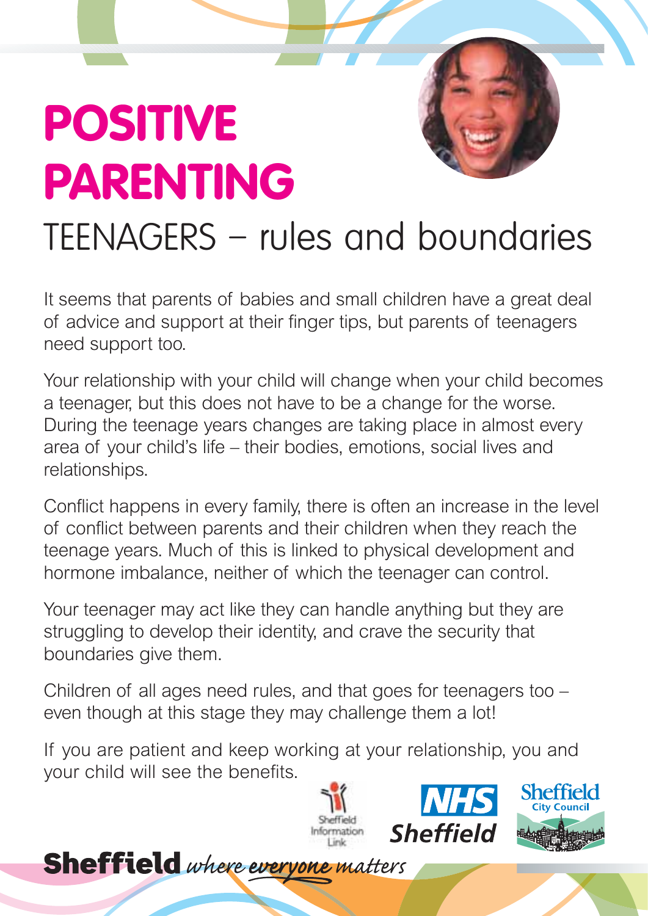# POSITIVE PARENTING

## TEENAGERS – rules and boundaries

It seems that parents of babies and small children have a great deal of advice and support at their finger tips, but parents of teenagers need support too.

Your relationship with your child will change when your child becomes a teenager, but this does not have to be a change for the worse. During the teenage years changes are taking place in almost every area of your child's life – their bodies, emotions, social lives and relationships.

Conflict happens in every family, there is often an increase in the level of conflict between parents and their children when they reach the teenage years. Much of this is linked to physical development and hormone imbalance, neither of which the teenager can control.

Your teenager may act like they can handle anything but they are struggling to develop their identity, and crave the security that boundaries give them.

Children of all ages need rules, and that goes for teenagers too – even though at this stage they may challenge them a lot!

If you are patient and keep working at your relationship, you and your child will see the benefits.

Sheffield Information Link | NHS Sheffield | Sheffield City Council

**Sheffield** *where everyone matters*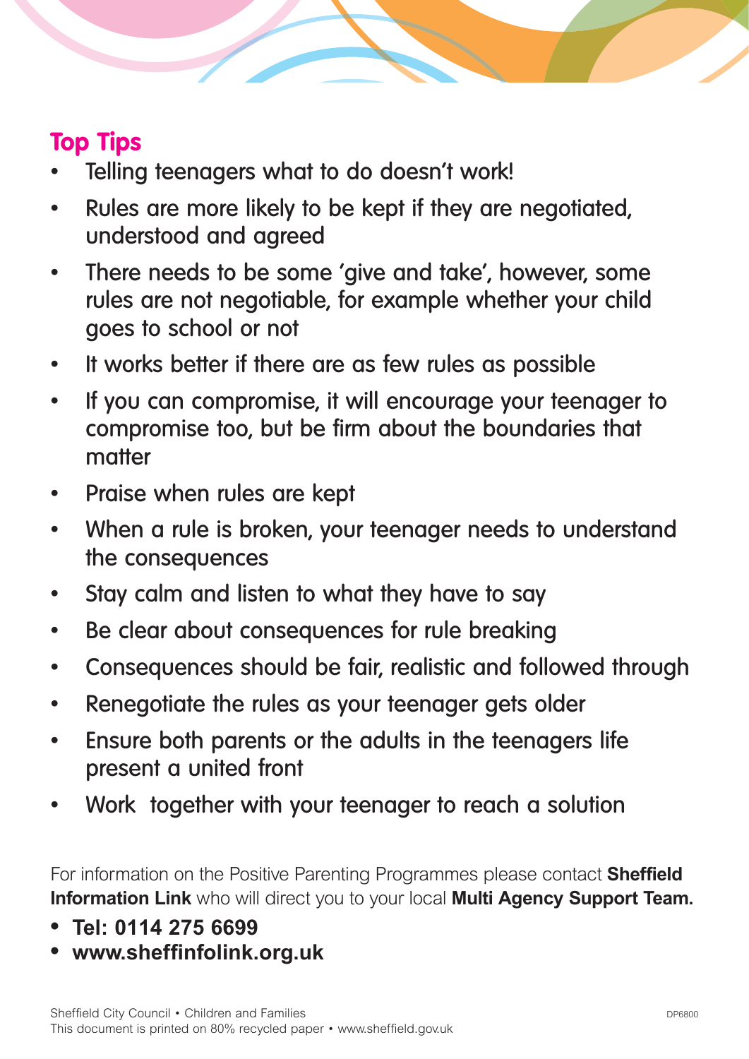## Top Tips

- Telling teenagers what to do doesn't work!
- Rules are more likely to be kept if they are negotiated, understood and agreed
- There needs to be some 'give and take', however, some rules are not negotiable, for example whether your child goes to school or not
- It works better if there are as few rules as possible
- If you can compromise, it will encourage your teenager to compromise too, but be firm about the boundaries that matter
- Praise when rules are kept
- When a rule is broken, your teenager needs to understand the consequences
- Stay calm and listen to what they have to say
- Be clear about consequences for rule breaking
- Consequences should be fair, realistic and followed through
- Renegotiate the rules as your teenager gets older
- Ensure both parents or the adults in the teenagers life present a united front
- Work together with your teenager to reach a solution

For information on the Positive Parenting Programmes please contact **Sheffield Information Link** who will direct you to your local **Multi Agency Support Team.**

- **Tel: 0114 275 6699**
- **www.sheffinfolink.org.uk**

Sheffield City Council • Children and Families
This document is printed on 80% recycled paper • www.sheffield.gov.uk

DP6800